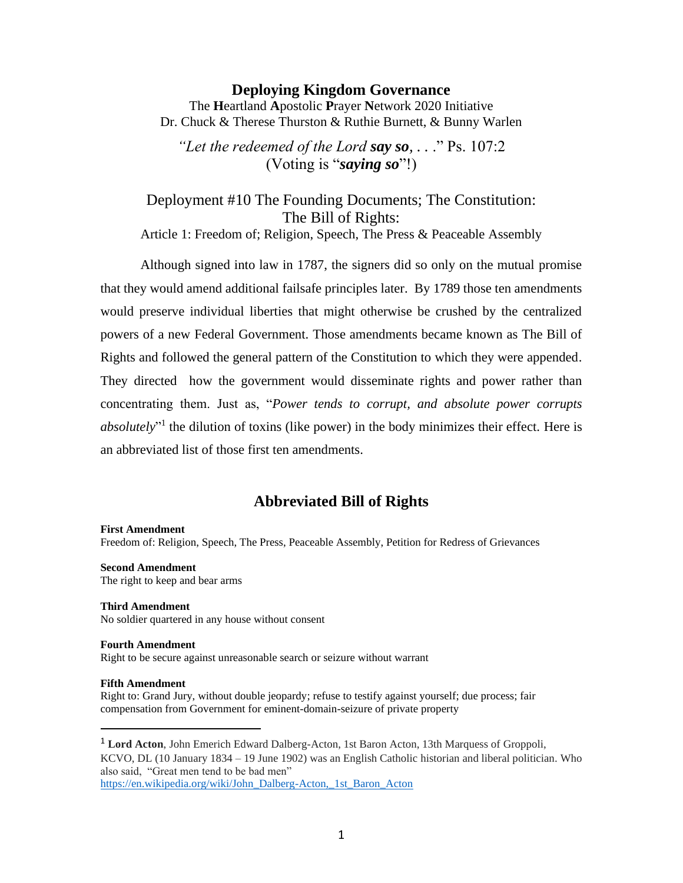# Deploying Kingdom Governance

The **H**eartland **A**postolic **P**rayer **N**etwork 2020 Initiative
Dr. Chuck & Therese Thurston & Ruthie Burnett, & Bunny Warlen

*"Let the redeemed of the Lord* ***say so****, . . ."* Ps. 107:2
(Voting is "***saying so***"!)

## Deployment #10 The Founding Documents; The Constitution: The Bill of Rights:

### Article 1: Freedom of; Religion, Speech, The Press & Peaceable Assembly

Although signed into law in 1787, the signers did so only on the mutual promise that they would amend additional failsafe principles later. By 1789 those ten amendments would preserve individual liberties that might otherwise be crushed by the centralized powers of a new Federal Government. Those amendments became known as The Bill of Rights and followed the general pattern of the Constitution to which they were appended. They directed how the government would disseminate rights and power rather than concentrating them. Just as, "*Power tends to corrupt, and absolute power corrupts absolutely*"[1] the dilution of toxins (like power) in the body minimizes their effect. Here is an abbreviated list of those first ten amendments.

## Abbreviated Bill of Rights

**First Amendment**
Freedom of: Religion, Speech, The Press, Peaceable Assembly, Petition for Redress of Grievances

**Second Amendment**
The right to keep and bear arms

**Third Amendment**
No soldier quartered in any house without consent

**Fourth Amendment**
Right to be secure against unreasonable search or seizure without warrant

**Fifth Amendment**
Right to: Grand Jury, without double jeopardy; refuse to testify against yourself; due process; fair compensation from Government for eminent-domain-seizure of private property

---

[1] **Lord Acton**, John Emerich Edward Dalberg-Acton, 1st Baron Acton, 13th Marquess of Groppoli, KCVO, DL (10 January 1834 – 19 June 1902) was an English Catholic historian and liberal politician. Who also said, "Great men tend to be bad men"
https://en.wikipedia.org/wiki/John_Dalberg-Acton,_1st_Baron_Acton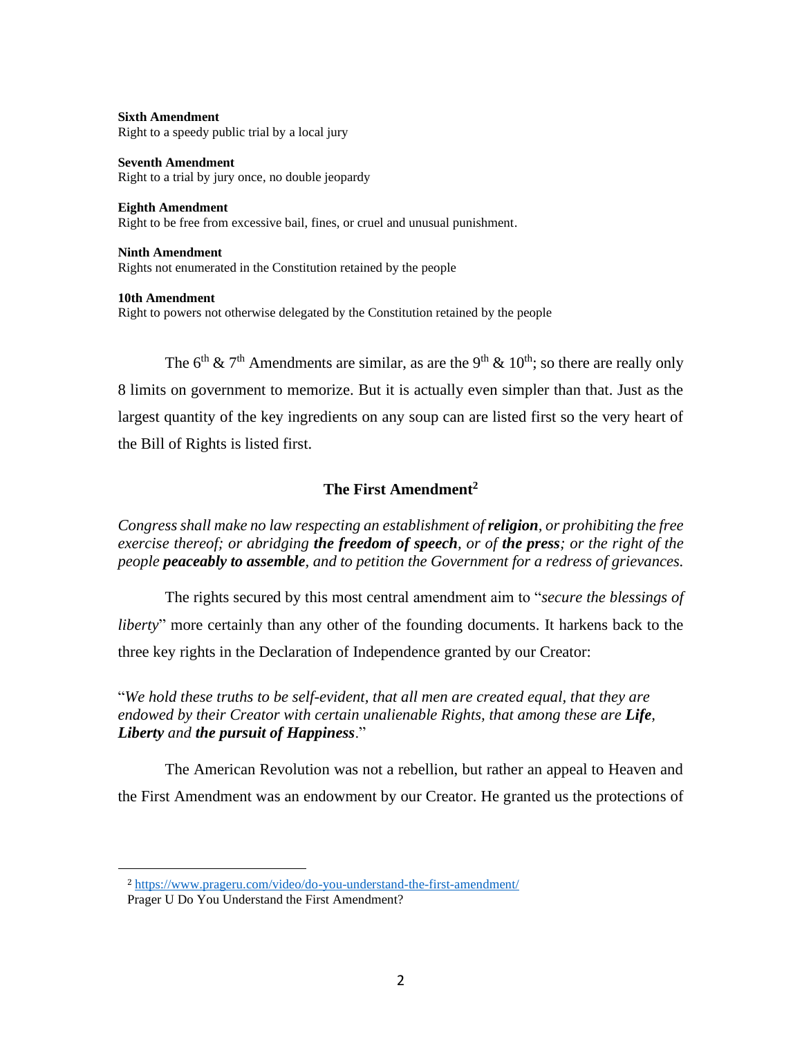**Sixth Amendment**
Right to a speedy public trial by a local jury

**Seventh Amendment**
Right to a trial by jury once, no double jeopardy

**Eighth Amendment**
Right to be free from excessive bail, fines, or cruel and unusual punishment.

**Ninth Amendment**
Rights not enumerated in the Constitution retained by the people

**10th Amendment**
Right to powers not otherwise delegated by the Constitution retained by the people

The 6th & 7th Amendments are similar, as are the 9th & 10th; so there are really only 8 limits on government to memorize. But it is actually even simpler than that. Just as the largest quantity of the key ingredients on any soup can are listed first so the very heart of the Bill of Rights is listed first.

## The First Amendment[2]

*Congress shall make no law respecting an establishment of **religion**, or prohibiting the free exercise thereof; or abridging **the freedom of speech**, or of **the press**; or the right of the people **peaceably to assemble**, and to petition the Government for a redress of grievances.*

The rights secured by this most central amendment aim to "*secure the blessings of liberty*" more certainly than any other of the founding documents. It harkens back to the three key rights in the Declaration of Independence granted by our Creator:

"*We hold these truths to be self-evident, that all men are created equal, that they are endowed by their Creator with certain unalienable Rights, that among these are **Life**, **Liberty** and **the pursuit of Happiness**.*"

The American Revolution was not a rebellion, but rather an appeal to Heaven and the First Amendment was an endowment by our Creator. He granted us the protections of

[2] https://www.prageru.com/video/do-you-understand-the-first-amendment/
Prager U Do You Understand the First Amendment?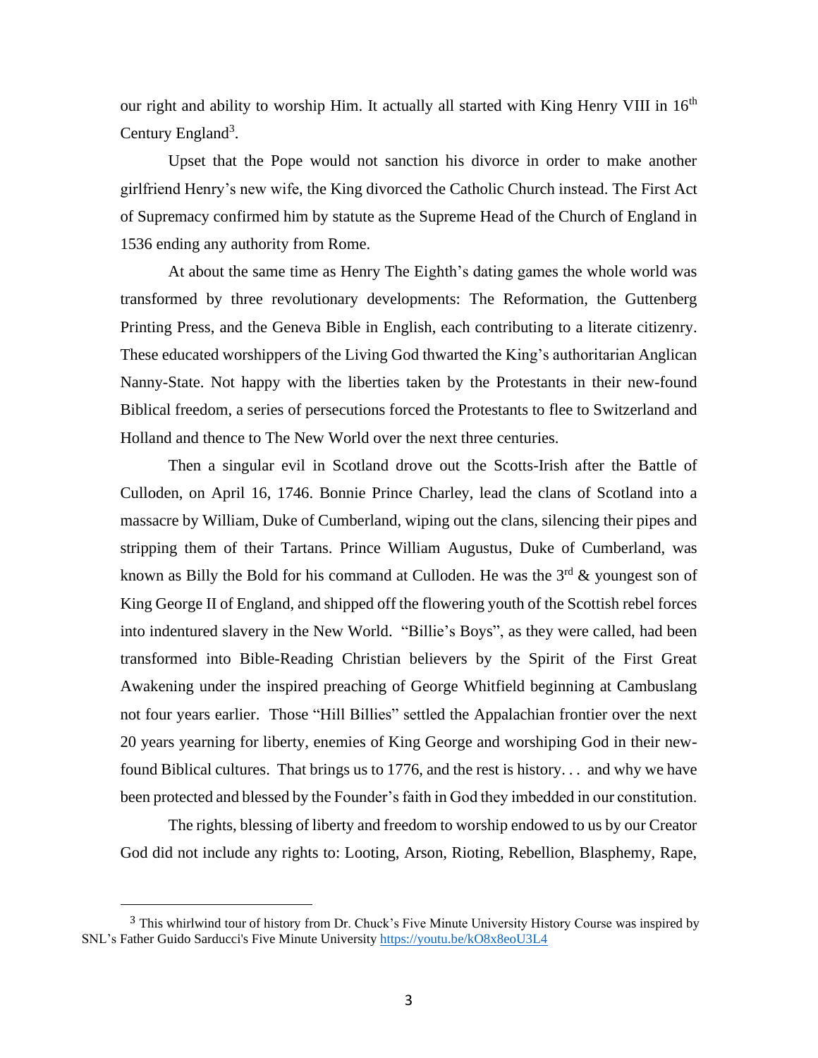our right and ability to worship Him. It actually all started with King Henry VIII in 16th Century England[3].

Upset that the Pope would not sanction his divorce in order to make another girlfriend Henry's new wife, the King divorced the Catholic Church instead. The First Act of Supremacy confirmed him by statute as the Supreme Head of the Church of England in 1536 ending any authority from Rome.

At about the same time as Henry The Eighth's dating games the whole world was transformed by three revolutionary developments: The Reformation, the Guttenberg Printing Press, and the Geneva Bible in English, each contributing to a literate citizenry. These educated worshippers of the Living God thwarted the King's authoritarian Anglican Nanny-State. Not happy with the liberties taken by the Protestants in their new-found Biblical freedom, a series of persecutions forced the Protestants to flee to Switzerland and Holland and thence to The New World over the next three centuries.

Then a singular evil in Scotland drove out the Scotts-Irish after the Battle of Culloden, on April 16, 1746. Bonnie Prince Charley, lead the clans of Scotland into a massacre by William, Duke of Cumberland, wiping out the clans, silencing their pipes and stripping them of their Tartans. Prince William Augustus, Duke of Cumberland, was known as Billy the Bold for his command at Culloden. He was the 3rd & youngest son of King George II of England, and shipped off the flowering youth of the Scottish rebel forces into indentured slavery in the New World. "Billie's Boys", as they were called, had been transformed into Bible-Reading Christian believers by the Spirit of the First Great Awakening under the inspired preaching of George Whitfield beginning at Cambuslang not four years earlier. Those "Hill Billies" settled the Appalachian frontier over the next 20 years yearning for liberty, enemies of King George and worshiping God in their new-found Biblical cultures. That brings us to 1776, and the rest is history. . . and why we have been protected and blessed by the Founder's faith in God they imbedded in our constitution.

The rights, blessing of liberty and freedom to worship endowed to us by our Creator God did not include any rights to: Looting, Arson, Rioting, Rebellion, Blasphemy, Rape,

[3] This whirlwind tour of history from Dr. Chuck's Five Minute University History Course was inspired by SNL's Father Guido Sarducci's Five Minute University https://youtu.be/kO8x8eoU3L4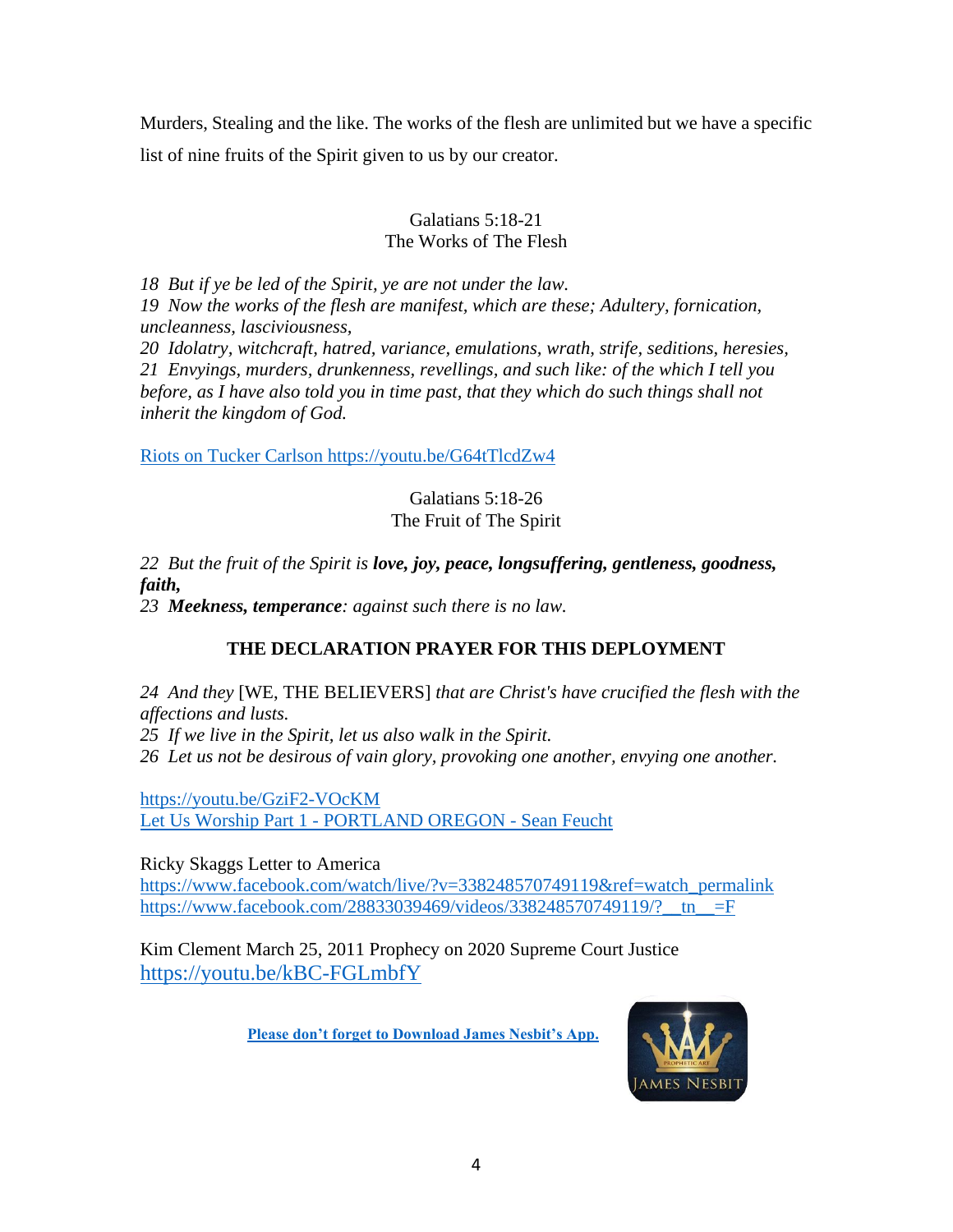Murders, Stealing and the like. The works of the flesh are unlimited but we have a specific list of nine fruits of the Spirit given to us by our creator.

Galatians 5:18-21
The Works of The Flesh

*18 But if ye be led of the Spirit, ye are not under the law.*
*19 Now the works of the flesh are manifest, which are these; Adultery, fornication, uncleanness, lasciviousness,*
*20 Idolatry, witchcraft, hatred, variance, emulations, wrath, strife, seditions, heresies,*
*21 Envyings, murders, drunkenness, revellings, and such like: of the which I tell you before, as I have also told you in time past, that they which do such things shall not inherit the kingdom of God.*

Riots on Tucker Carlson https://youtu.be/G64tTlcdZw4

Galatians 5:18-26
The Fruit of The Spirit

*22 But the fruit of the Spirit is* ***love, joy, peace, longsuffering, gentleness, goodness, faith,***
*23* ***Meekness, temperance****: against such there is no law.*

**THE DECLARATION PRAYER FOR THIS DEPLOYMENT**

*24 And they* [WE, THE BELIEVERS] *that are Christ's have crucified the flesh with the affections and lusts.*
*25 If we live in the Spirit, let us also walk in the Spirit.*
*26 Let us not be desirous of vain glory, provoking one another, envying one another.*

https://youtu.be/GziF2-VOcKM
Let Us Worship Part 1 - PORTLAND OREGON - Sean Feucht

Ricky Skaggs Letter to America
https://www.facebook.com/watch/live/?v=338248570749119&ref=watch_permalink
https://www.facebook.com/28833039469/videos/338248570749119/?__tn__=F

Kim Clement March 25, 2011 Prophecy on 2020 Supreme Court Justice
https://youtu.be/kBC-FGLmbfY

**Please don't forget to Download James Nesbit's App.**